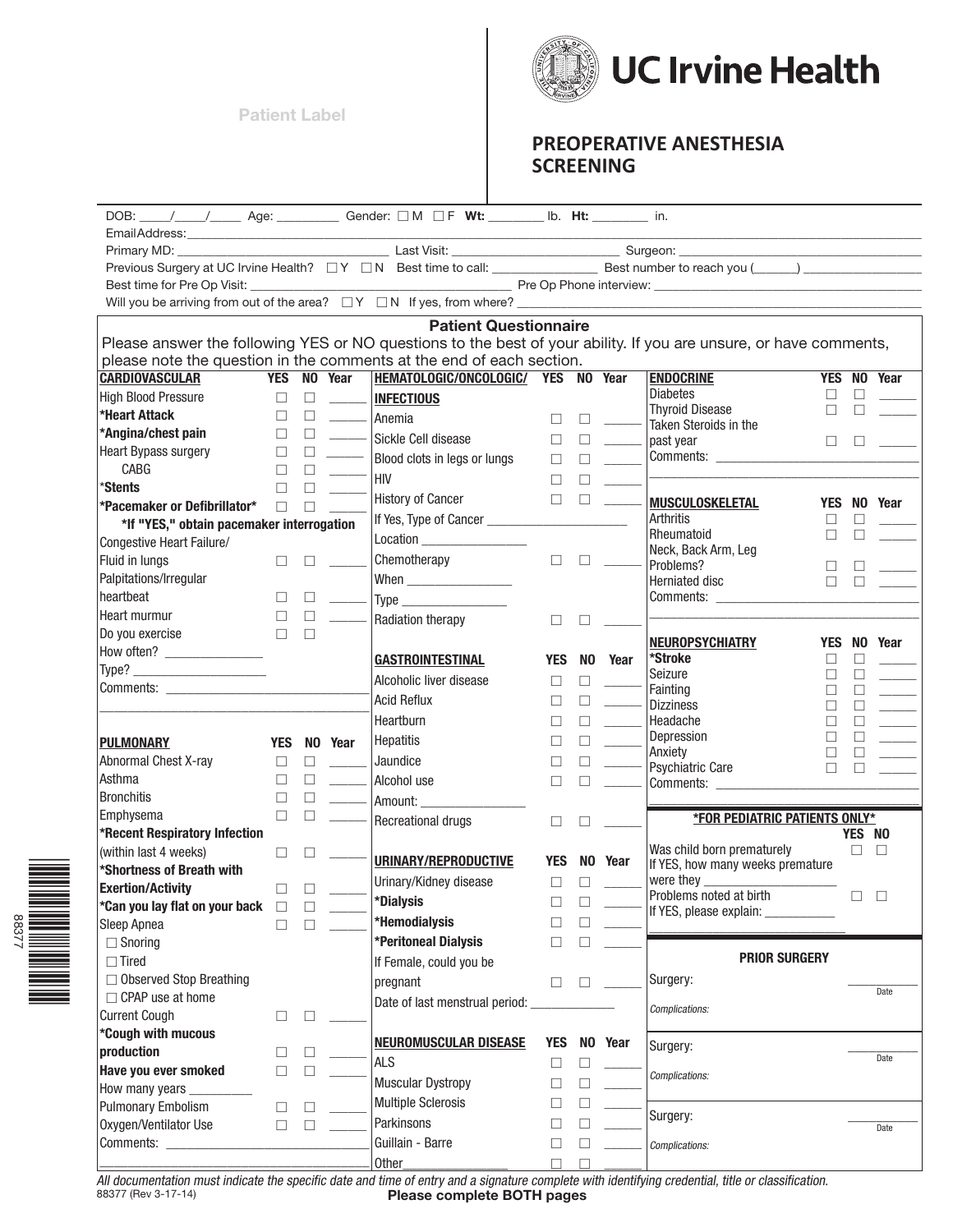Patient Label

UC Irvine Health

# PREOPERATIVE ANESTHESIA SCREENING

DOB: _____/_____/_____ Age: _________ Gender: ☐ M ☐ F **Wt:** ________ lb. **Ht:** ________ in.

Email Address: ____________________________________________

Primary MD: ______________________ Last Visit: ______________________ Surgeon: ______________________

Previous Surgery at UC Irvine Health? ☐ Y ☐ N Best time to call: ______________ Best number to reach you (______) ________________

Best time for Pre Op Visit: ______________________ Pre Op Phone interview: ______________________

Will you be arriving from out of the area? ☐ Y ☐ N If yes, from where? ______________________

## Patient Questionnaire

Please answer the following YES or NO questions to the best of your ability. If you are unsure, or have comments, please note the question in the comments at the end of each section.

### CARDIOVASCULAR

| CARDIOVASCULAR | YES | NO | Year |
|---|---|---|---|
| High Blood Pressure | ☐ | ☐ | _____ |
| **\*Heart Attack** | ☐ | ☐ | _____ |
| **\*Angina/chest pain** | ☐ | ☐ | _____ |
| Heart Bypass surgery | ☐ | ☐ | _____ |
| CABG | ☐ | ☐ | _____ |
| **\*Stents** | ☐ | ☐ | _____ |
| **\*Pacemaker or Defibrillator\*** | ☐ | ☐ | _____ |
| **\*If "YES," obtain pacemaker interrogation** | | | |
| Congestive Heart Failure/ Fluid in lungs | ☐ | ☐ | _____ |
| Palpitations/Irregular heartbeat | ☐ | ☐ | _____ |
| Heart murmur | ☐ | ☐ | _____ |
| Do you exercise | ☐ | ☐ | |

How often? ______________

Type? ____________________

Comments: ______________________________

### PULMONARY

| PULMONARY | YES | NO | Year |
|---|---|---|---|
| Abnormal Chest X-ray | ☐ | ☐ | _____ |
| Asthma | ☐ | ☐ | _____ |
| Bronchitis | ☐ | ☐ | _____ |
| Emphysema | ☐ | ☐ | _____ |
| **\*Recent Respiratory Infection** (within last 4 weeks) | ☐ | ☐ | _____ |
| **\*Shortness of Breath with Exertion/Activity** | ☐ | ☐ | _____ |
| **\*Can you lay flat on your back** | ☐ | ☐ | _____ |
| Sleep Apnea | ☐ | ☐ | _____ |
| ☐ Snoring | | | |
| ☐ Tired | | | |
| ☐ Observed Stop Breathing | | | |
| ☐ CPAP use at home | | | |
| Current Cough | ☐ | ☐ | _____ |
| **\*Cough with mucous production** | ☐ | ☐ | _____ |
| **Have you ever smoked** | ☐ | ☐ | _____ |
| How many years _________ | | | |
| Pulmonary Embolism | ☐ | ☐ | _____ |
| Oxygen/Ventilator Use | ☐ | ☐ | _____ |

Comments: ______________________________

### HEMATOLOGIC/ONCOLOGIC/INFECTIOUS

| HEMATOLOGIC/ONCOLOGIC/ INFECTIOUS | YES | NO | Year |
|---|---|---|---|
| Anemia | ☐ | ☐ | _____ |
| Sickle Cell disease | ☐ | ☐ | _____ |
| Blood clots in legs or lungs | ☐ | ☐ | _____ |
| HIV | ☐ | ☐ | _____ |
| History of Cancer | ☐ | ☐ | _____ |
| If Yes, Type of Cancer ____________________ | | | |
| Location ________________ | | | |
| Chemotherapy | ☐ | ☐ | _____ |
| When ________________ | | | |
| Type ________________ | | | |
| Radiation therapy | ☐ | ☐ | _____ |

### GASTROINTESTINAL

| GASTROINTESTINAL | YES | NO | Year |
|---|---|---|---|
| Alcoholic liver disease | ☐ | ☐ | _____ |
| Acid Reflux | ☐ | ☐ | _____ |
| Heartburn | ☐ | ☐ | _____ |
| Hepatitis | ☐ | ☐ | _____ |
| Jaundice | ☐ | ☐ | _____ |
| Alcohol use | ☐ | ☐ | _____ |
| Amount: ________________ | | | |
| Recreational drugs | ☐ | ☐ | _____ |

### URINARY/REPRODUCTIVE

| URINARY/REPRODUCTIVE | YES | NO | Year |
|---|---|---|---|
| Urinary/Kidney disease | ☐ | ☐ | _____ |
| **\*Dialysis** | ☐ | ☐ | _____ |
| **\*Hemodialysis** | ☐ | ☐ | _____ |
| **\*Peritoneal Dialysis** | ☐ | ☐ | _____ |
| If Female, could you be pregnant | ☐ | ☐ | _____ |

Date of last menstrual period: _____________

### NEUROMUSCULAR DISEASE

| NEUROMUSCULAR DISEASE | YES | NO | Year |
|---|---|---|---|
| ALS | ☐ | ☐ | _____ |
| Muscular Dystropy | ☐ | ☐ | _____ |
| Multiple Sclerosis | ☐ | ☐ | _____ |
| Parkinsons | ☐ | ☐ | _____ |
| Guillain - Barre | ☐ | ☐ | _____ |
| Other________________ | ☐ | ☐ | _____ |

### ENDOCRINE

| ENDOCRINE | YES | NO | Year |
|---|---|---|---|
| Diabetes | ☐ | ☐ | _____ |
| Thyroid Disease | ☐ | ☐ | _____ |
| Taken Steroids in the past year | ☐ | ☐ | _____ |

Comments: ______________________________

### MUSCULOSKELETAL

| MUSCULOSKELETAL | YES | NO | Year |
|---|---|---|---|
| Arthritis | ☐ | ☐ | _____ |
| Rheumatoid | ☐ | ☐ | _____ |
| Neck, Back Arm, Leg Problems? | ☐ | ☐ | _____ |
| Herniated disc | ☐ | ☐ | _____ |

Comments: ______________________________

### NEUROPSYCHIATRY

| NEUROPSYCHIATRY | YES | NO | Year |
|---|---|---|---|
| **\*Stroke** | ☐ | ☐ | _____ |
| Seizure | ☐ | ☐ | _____ |
| Fainting | ☐ | ☐ | _____ |
| Dizziness | ☐ | ☐ | _____ |
| Headache | ☐ | ☐ | _____ |
| Depression | ☐ | ☐ | _____ |
| Anxiety | ☐ | ☐ | _____ |
| Psychiatric Care | ☐ | ☐ | _____ |

Comments: ______________________________

### \*FOR PEDIATRIC PATIENTS ONLY\*

| | YES | NO |
|---|---|---|
| Was child born prematurely | ☐ | ☐ |
| If YES, how many weeks premature were they ______________ | | |
| Problems noted at birth | ☐ | ☐ |
| If YES, please explain: __________ | | |

### PRIOR SURGERY

Surgery: ____________ Date

*Complications:*

Surgery: ____________ Date

*Complications:*

Surgery: ____________ Date

*Complications:*

*All documentation must indicate the specific date and time of entry and a signature complete with identifying credential, title or classification.*

88377 (Rev 3-17-14)

**Please complete BOTH pages**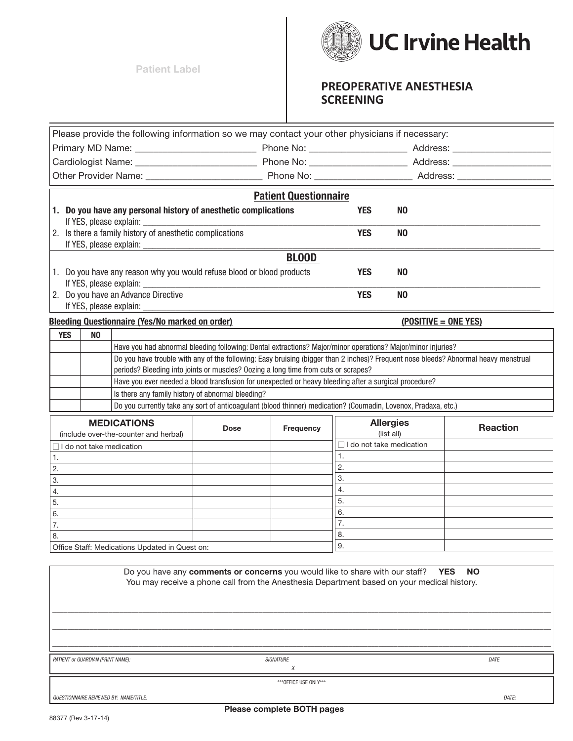Patient Label

**UC Irvine Health**

# PREOPERATIVE ANESTHESIA SCREENING

Please provide the following information so we may contact your other physicians if necessary:

Primary MD Name: ______________________ Phone No: __________________ Address: __________________

Cardiologist Name: ______________________ Phone No: __________________ Address: __________________

Other Provider Name: ______________________ Phone No: __________________ Address: __________________

## Patient Questionnaire

**1. Do you have any personal history of anesthetic complications** **YES** **NO**
If YES, please explain: ______________________________________________

2. Is there a family history of anesthetic complications **YES** **NO**
If YES, please explain: ______________________________________________

## BLOOD

1. Do you have any reason why you would refuse blood or blood products **YES** **NO**
If YES, please explain: ______________________________________________

2. Do you have an Advance Directive **YES** **NO**
If YES, please explain: ______________________________________________

**Bleeding Questionnaire (Yes/No marked on order)** **(POSITIVE = ONE YES)**

| YES | NO | |
|---|---|---|
| | | Have you had abnormal bleeding following: Dental extractions? Major/minor operations? Major/minor injuries? |
| | | Do you have trouble with any of the following: Easy bruising (bigger than 2 inches)? Frequent nose bleeds? Abnormal heavy menstrual periods? Bleeding into joints or muscles? Oozing a long time from cuts or scrapes? |
| | | Have you ever needed a blood transfusion for unexpected or heavy bleeding after a surgical procedure? |
| | | Is there any family history of abnormal bleeding? |
| | | Do you currently take any sort of anticoagulant (blood thinner) medication? (Coumadin, Lovenox, Pradaxa, etc.) |

| **MEDICATIONS** (include over-the-counter and herbal) | **Dose** | **Frequency** |
|---|---|---|
| ☐ I do not take medication | | |
| 1. | | |
| 2. | | |
| 3. | | |
| 4. | | |
| 5. | | |
| 6. | | |
| 7. | | |
| 8. | | |
| Office Staff: Medications Updated in Quest on: | | |

| **Allergies** (list all) | **Reaction** |
|---|---|
| ☐ I do not take medication | |
| 1. | |
| 2. | |
| 3. | |
| 4. | |
| 5. | |
| 6. | |
| 7. | |
| 8. | |
| 9. | |

Do you have any **comments or concerns** you would like to share with our staff? **YES** **NO**
You may receive a phone call from the Anesthesia Department based on your medical history.

______________________________________________

______________________________________________

______________________________________________

*PATIENT or GUARDIAN (PRINT NAME):* *SIGNATURE* X *DATE*

\*\*\*OFFICE USE ONLY\*\*\*

*QUESTIONNAIRE REVIEWED BY: NAME/TITLE:* *DATE:*

**Please complete BOTH pages**

88377 (Rev 3-17-14)